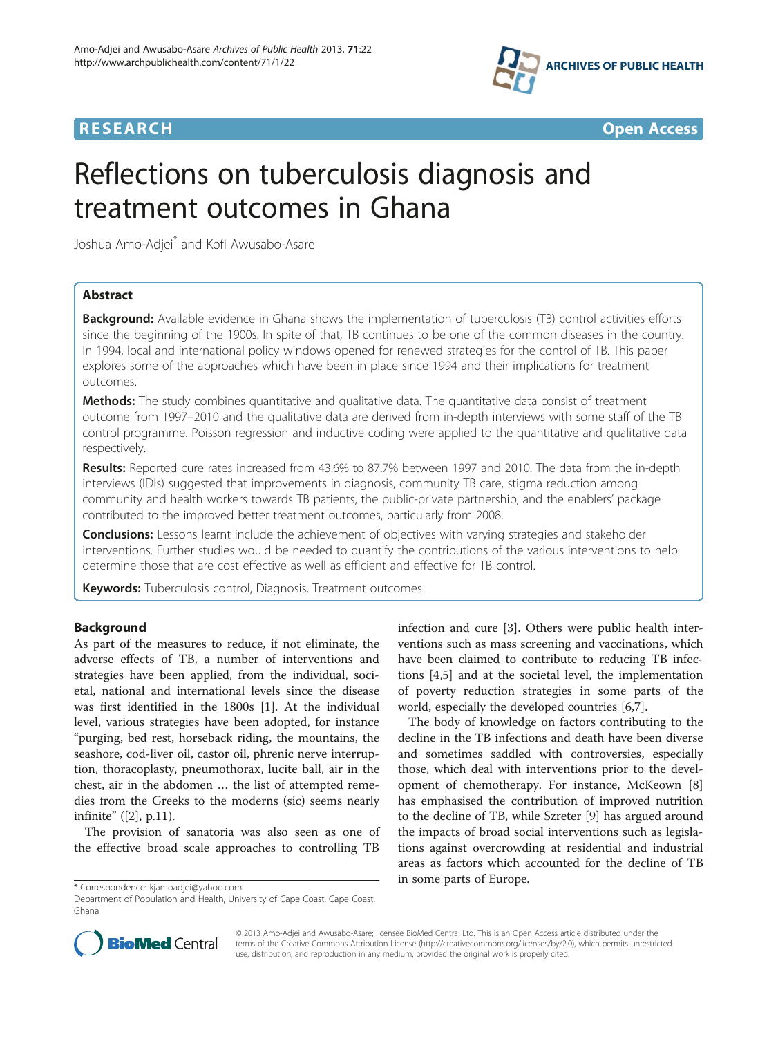**RESEARCH** **Open Access**

# Reflections on tuberculosis diagnosis and treatment outcomes in Ghana

Joshua Amo-Adjei* and Kofi Awusabo-Asare

## Abstract

**Background:** Available evidence in Ghana shows the implementation of tuberculosis (TB) control activities efforts since the beginning of the 1900s. In spite of that, TB continues to be one of the common diseases in the country. In 1994, local and international policy windows opened for renewed strategies for the control of TB. This paper explores some of the approaches which have been in place since 1994 and their implications for treatment outcomes.

**Methods:** The study combines quantitative and qualitative data. The quantitative data consist of treatment outcome from 1997–2010 and the qualitative data are derived from in-depth interviews with some staff of the TB control programme. Poisson regression and inductive coding were applied to the quantitative and qualitative data respectively.

**Results:** Reported cure rates increased from 43.6% to 87.7% between 1997 and 2010. The data from the in-depth interviews (IDIs) suggested that improvements in diagnosis, community TB care, stigma reduction among community and health workers towards TB patients, the public-private partnership, and the enablers' package contributed to the improved better treatment outcomes, particularly from 2008.

**Conclusions:** Lessons learnt include the achievement of objectives with varying strategies and stakeholder interventions. Further studies would be needed to quantify the contributions of the various interventions to help determine those that are cost effective as well as efficient and effective for TB control.

**Keywords:** Tuberculosis control, Diagnosis, Treatment outcomes

## Background

As part of the measures to reduce, if not eliminate, the adverse effects of TB, a number of interventions and strategies have been applied, from the individual, societal, national and international levels since the disease was first identified in the 1800s [1]. At the individual level, various strategies have been adopted, for instance "purging, bed rest, horseback riding, the mountains, the seashore, cod-liver oil, castor oil, phrenic nerve interruption, thoracoplasty, pneumothorax, lucite ball, air in the chest, air in the abdomen … the list of attempted remedies from the Greeks to the moderns (sic) seems nearly infinite" ([2], p.11).

The provision of sanatoria was also seen as one of the effective broad scale approaches to controlling TB infection and cure [3]. Others were public health interventions such as mass screening and vaccinations, which have been claimed to contribute to reducing TB infections [4,5] and at the societal level, the implementation of poverty reduction strategies in some parts of the world, especially the developed countries [6,7].

The body of knowledge on factors contributing to the decline in the TB infections and death have been diverse and sometimes saddled with controversies, especially those, which deal with interventions prior to the development of chemotherapy. For instance, McKeown [8] has emphasised the contribution of improved nutrition to the decline of TB, while Szreter [9] has argued around the impacts of broad social interventions such as legislations against overcrowding at residential and industrial areas as factors which accounted for the decline of TB in some parts of Europe.

* Correspondence: kjamoadjei@yahoo.com
Department of Population and Health, University of Cape Coast, Cape Coast, Ghana

© 2013 Amo-Adjei and Awusabo-Asare; licensee BioMed Central Ltd. This is an Open Access article distributed under the terms of the Creative Commons Attribution License (http://creativecommons.org/licenses/by/2.0), which permits unrestricted use, distribution, and reproduction in any medium, provided the original work is properly cited.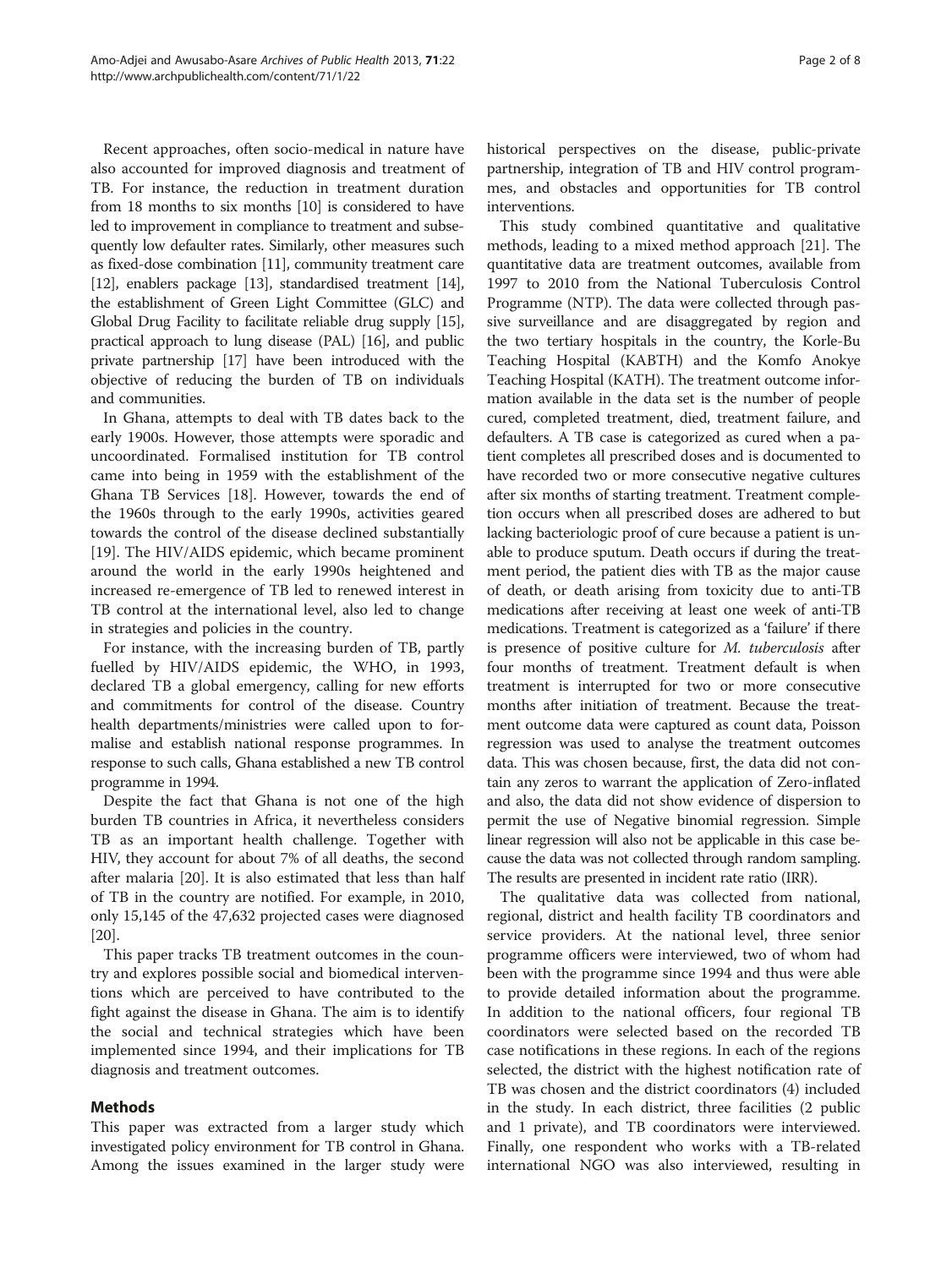Recent approaches, often socio-medical in nature have also accounted for improved diagnosis and treatment of TB. For instance, the reduction in treatment duration from 18 months to six months [10] is considered to have led to improvement in compliance to treatment and subsequently low defaulter rates. Similarly, other measures such as fixed-dose combination [11], community treatment care [12], enablers package [13], standardised treatment [14], the establishment of Green Light Committee (GLC) and Global Drug Facility to facilitate reliable drug supply [15], practical approach to lung disease (PAL) [16], and public private partnership [17] have been introduced with the objective of reducing the burden of TB on individuals and communities.

In Ghana, attempts to deal with TB dates back to the early 1900s. However, those attempts were sporadic and uncoordinated. Formalised institution for TB control came into being in 1959 with the establishment of the Ghana TB Services [18]. However, towards the end of the 1960s through to the early 1990s, activities geared towards the control of the disease declined substantially [19]. The HIV/AIDS epidemic, which became prominent around the world in the early 1990s heightened and increased re-emergence of TB led to renewed interest in TB control at the international level, also led to change in strategies and policies in the country.

For instance, with the increasing burden of TB, partly fuelled by HIV/AIDS epidemic, the WHO, in 1993, declared TB a global emergency, calling for new efforts and commitments for control of the disease. Country health departments/ministries were called upon to formalise and establish national response programmes. In response to such calls, Ghana established a new TB control programme in 1994.

Despite the fact that Ghana is not one of the high burden TB countries in Africa, it nevertheless considers TB as an important health challenge. Together with HIV, they account for about 7% of all deaths, the second after malaria [20]. It is also estimated that less than half of TB in the country are notified. For example, in 2010, only 15,145 of the 47,632 projected cases were diagnosed [20].

This paper tracks TB treatment outcomes in the country and explores possible social and biomedical interventions which are perceived to have contributed to the fight against the disease in Ghana. The aim is to identify the social and technical strategies which have been implemented since 1994, and their implications for TB diagnosis and treatment outcomes.

## Methods

This paper was extracted from a larger study which investigated policy environment for TB control in Ghana. Among the issues examined in the larger study were historical perspectives on the disease, public-private partnership, integration of TB and HIV control programmes, and obstacles and opportunities for TB control interventions.

This study combined quantitative and qualitative methods, leading to a mixed method approach [21]. The quantitative data are treatment outcomes, available from 1997 to 2010 from the National Tuberculosis Control Programme (NTP). The data were collected through passive surveillance and are disaggregated by region and the two tertiary hospitals in the country, the Korle-Bu Teaching Hospital (KABTH) and the Komfo Anokye Teaching Hospital (KATH). The treatment outcome information available in the data set is the number of people cured, completed treatment, died, treatment failure, and defaulters. A TB case is categorized as cured when a patient completes all prescribed doses and is documented to have recorded two or more consecutive negative cultures after six months of starting treatment. Treatment completion occurs when all prescribed doses are adhered to but lacking bacteriologic proof of cure because a patient is unable to produce sputum. Death occurs if during the treatment period, the patient dies with TB as the major cause of death, or death arising from toxicity due to anti-TB medications after receiving at least one week of anti-TB medications. Treatment is categorized as a 'failure' if there is presence of positive culture for *M. tuberculosis* after four months of treatment. Treatment default is when treatment is interrupted for two or more consecutive months after initiation of treatment. Because the treatment outcome data were captured as count data, Poisson regression was used to analyse the treatment outcomes data. This was chosen because, first, the data did not contain any zeros to warrant the application of Zero-inflated and also, the data did not show evidence of dispersion to permit the use of Negative binomial regression. Simple linear regression will also not be applicable in this case because the data was not collected through random sampling. The results are presented in incident rate ratio (IRR).

The qualitative data was collected from national, regional, district and health facility TB coordinators and service providers. At the national level, three senior programme officers were interviewed, two of whom had been with the programme since 1994 and thus were able to provide detailed information about the programme. In addition to the national officers, four regional TB coordinators were selected based on the recorded TB case notifications in these regions. In each of the regions selected, the district with the highest notification rate of TB was chosen and the district coordinators (4) included in the study. In each district, three facilities (2 public and 1 private), and TB coordinators were interviewed. Finally, one respondent who works with a TB-related international NGO was also interviewed, resulting in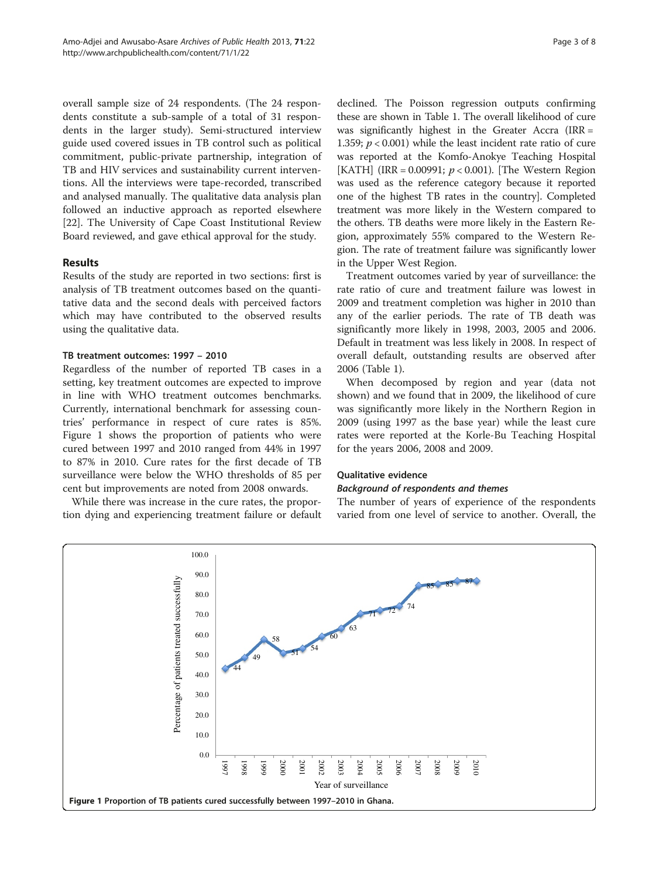overall sample size of 24 respondents. (The 24 respondents constitute a sub-sample of a total of 31 respondents in the larger study). Semi-structured interview guide used covered issues in TB control such as political commitment, public-private partnership, integration of TB and HIV services and sustainability current interventions. All the interviews were tape-recorded, transcribed and analysed manually. The qualitative data analysis plan followed an inductive approach as reported elsewhere [22]. The University of Cape Coast Institutional Review Board reviewed, and gave ethical approval for the study.

## Results

Results of the study are reported in two sections: first is analysis of TB treatment outcomes based on the quantitative data and the second deals with perceived factors which may have contributed to the observed results using the qualitative data.

### TB treatment outcomes: 1997 – 2010

Regardless of the number of reported TB cases in a setting, key treatment outcomes are expected to improve in line with WHO treatment outcomes benchmarks. Currently, international benchmark for assessing countries' performance in respect of cure rates is 85%. Figure 1 shows the proportion of patients who were cured between 1997 and 2010 ranged from 44% in 1997 to 87% in 2010. Cure rates for the first decade of TB surveillance were below the WHO thresholds of 85 per cent but improvements are noted from 2008 onwards.

While there was increase in the cure rates, the proportion dying and experiencing treatment failure or default declined. The Poisson regression outputs confirming these are shown in Table 1. The overall likelihood of cure was significantly highest in the Greater Accra (IRR = 1.359; $p < 0.001$) while the least incident rate ratio of cure was reported at the Komfo-Anokye Teaching Hospital [KATH] (IRR = 0.00991; $p < 0.001$). [The Western Region was used as the reference category because it reported one of the highest TB rates in the country]. Completed treatment was more likely in the Western compared to the others. TB deaths were more likely in the Eastern Region, approximately 55% compared to the Western Region. The rate of treatment failure was significantly lower in the Upper West Region.

Treatment outcomes varied by year of surveillance: the rate ratio of cure and treatment failure was lowest in 2009 and treatment completion was higher in 2010 than any of the earlier periods. The rate of TB death was significantly more likely in 1998, 2003, 2005 and 2006. Default in treatment was less likely in 2008. In respect of overall default, outstanding results are observed after 2006 (Table 1).

When decomposed by region and year (data not shown) and we found that in 2009, the likelihood of cure was significantly more likely in the Northern Region in 2009 (using 1997 as the base year) while the least cure rates were reported at the Korle-Bu Teaching Hospital for the years 2006, 2008 and 2009.

### Qualitative evidence

#### *Background of respondents and themes*

The number of years of experience of the respondents varied from one level of service to another. Overall, the

**Figure 1 Proportion of TB patients cured successfully between 1997–2010 in Ghana.**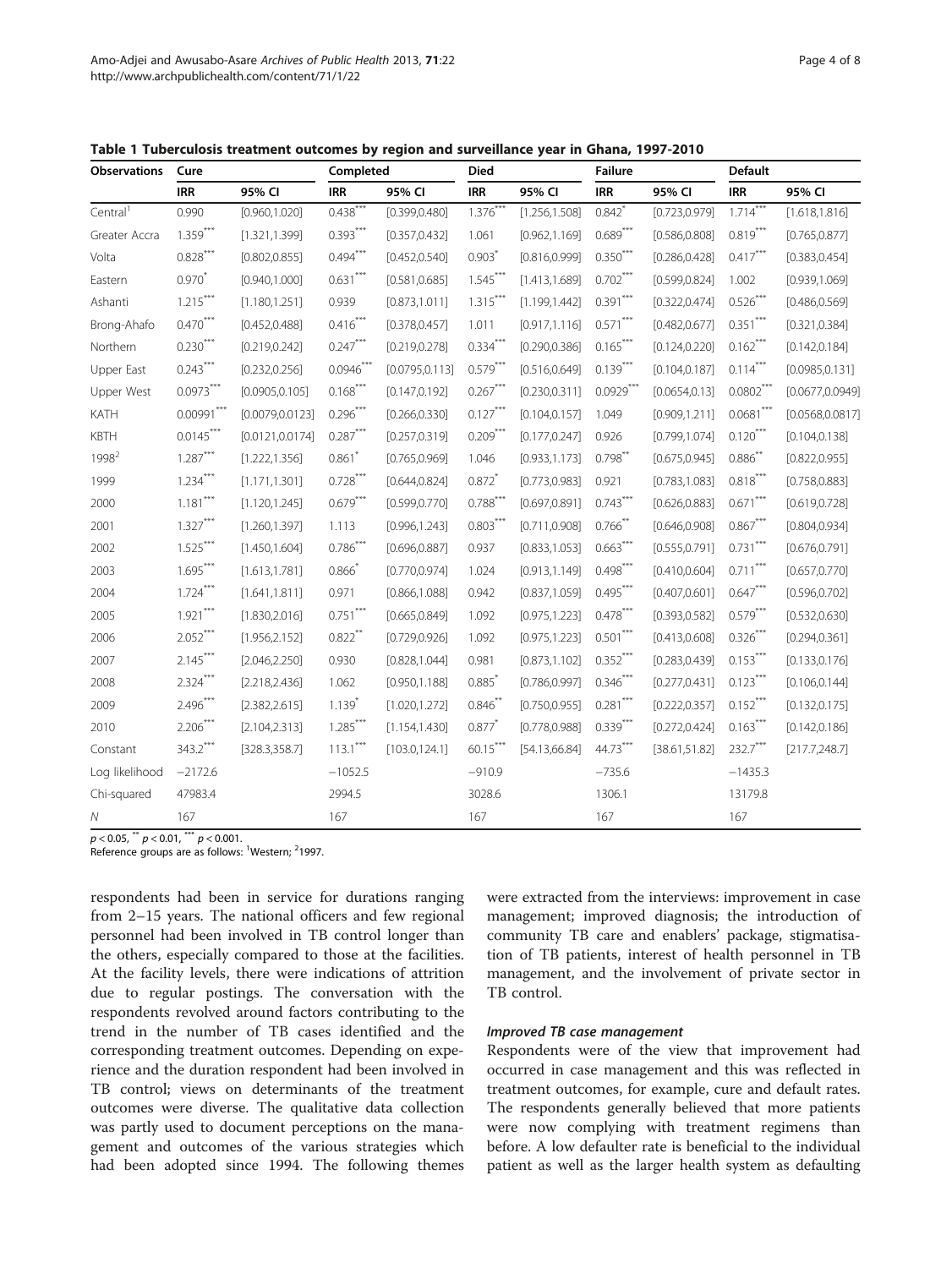**Table 1 Tuberculosis treatment outcomes by region and surveillance year in Ghana, 1997-2010**

| Observations | Cure | | Completed | | Died | | Failure | | Default | |
|---|---|---|---|---|---|---|---|---|---|---|
| | IRR | 95% CI | IRR | 95% CI | IRR | 95% CI | IRR | 95% CI | IRR | 95% CI |
| Central[1] | 0.990 | [0.960,1.020] | 0.438*** | [0.399,0.480] | 1.376*** | [1.256,1.508] | 0.842* | [0.723,0.979] | 1.714*** | [1.618,1.816] |
| Greater Accra | 1.359*** | [1.321,1.399] | 0.393*** | [0.357,0.432] | 1.061 | [0.962,1.169] | 0.689*** | [0.586,0.808] | 0.819*** | [0.765,0.877] |
| Volta | 0.828*** | [0.802,0.855] | 0.494*** | [0.452,0.540] | 0.903* | [0.816,0.999] | 0.350*** | [0.286,0.428] | 0.417*** | [0.383,0.454] |
| Eastern | 0.970* | [0.940,1.000] | 0.631*** | [0.581,0.685] | 1.545*** | [1.413,1.689] | 0.702*** | [0.599,0.824] | 1.002 | [0.939,1.069] |
| Ashanti | 1.215*** | [1.180,1.251] | 0.939 | [0.873,1.011] | 1.315*** | [1.199,1.442] | 0.391*** | [0.322,0.474] | 0.526*** | [0.486,0.569] |
| Brong-Ahafo | 0.470*** | [0.452,0.488] | 0.416*** | [0.378,0.457] | 1.011 | [0.917,1.116] | 0.571*** | [0.482,0.677] | 0.351*** | [0.321,0.384] |
| Northern | 0.230*** | [0.219,0.242] | 0.247*** | [0.219,0.278] | 0.334*** | [0.290,0.386] | 0.165*** | [0.124,0.220] | 0.162*** | [0.142,0.184] |
| Upper East | 0.243*** | [0.232,0.256] | 0.0946*** | [0.0795,0.113] | 0.579*** | [0.516,0.649] | 0.139*** | [0.104,0.187] | 0.114*** | [0.0985,0.131] |
| Upper West | 0.0973*** | [0.0905,0.105] | 0.168*** | [0.147,0.192] | 0.267*** | [0.230,0.311] | 0.0929*** | [0.0654,0.13] | 0.0802*** | [0.0677,0.0949] |
| KATH | 0.00991*** | [0.0079,0.0123] | 0.296*** | [0.266,0.330] | 0.127*** | [0.104,0.157] | 1.049 | [0.909,1.211] | 0.0681*** | [0.0568,0.0817] |
| KBTH | 0.0145*** | [0.0121,0.0174] | 0.287*** | [0.257,0.319] | 0.209*** | [0.177,0.247] | 0.926 | [0.799,1.074] | 0.120*** | [0.104,0.138] |
| 1998[2] | 1.287*** | [1.222,1.356] | 0.861* | [0.765,0.969] | 1.046 | [0.933,1.173] | 0.798** | [0.675,0.945] | 0.886** | [0.822,0.955] |
| 1999 | 1.234*** | [1.171,1.301] | 0.728*** | [0.644,0.824] | 0.872* | [0.773,0.983] | 0.921 | [0.783,1.083] | 0.818*** | [0.758,0.883] |
| 2000 | 1.181*** | [1.120,1.245] | 0.679*** | [0.599,0.770] | 0.788*** | [0.697,0.891] | 0.743*** | [0.626,0.883] | 0.671*** | [0.619,0.728] |
| 2001 | 1.327*** | [1.260,1.397] | 1.113 | [0.996,1.243] | 0.803*** | [0.711,0.908] | 0.766** | [0.646,0.908] | 0.867*** | [0.804,0.934] |
| 2002 | 1.525*** | [1.450,1.604] | 0.786*** | [0.696,0.887] | 0.937 | [0.833,1.053] | 0.663*** | [0.555,0.791] | 0.731*** | [0.676,0.791] |
| 2003 | 1.695*** | [1.613,1.781] | 0.866* | [0.770,0.974] | 1.024 | [0.913,1.149] | 0.498*** | [0.410,0.604] | 0.711*** | [0.657,0.770] |
| 2004 | 1.724*** | [1.641,1.811] | 0.971 | [0.866,1.088] | 0.942 | [0.837,1.059] | 0.495*** | [0.407,0.601] | 0.647*** | [0.596,0.702] |
| 2005 | 1.921*** | [1.830,2.016] | 0.751*** | [0.665,0.849] | 1.092 | [0.975,1.223] | 0.478*** | [0.393,0.582] | 0.579*** | [0.532,0.630] |
| 2006 | 2.052*** | [1.956,2.152] | 0.822** | [0.729,0.926] | 1.092 | [0.975,1.223] | 0.501*** | [0.413,0.608] | 0.326*** | [0.294,0.361] |
| 2007 | 2.145*** | [2.046,2.250] | 0.930 | [0.828,1.044] | 0.981 | [0.873,1.102] | 0.352*** | [0.283,0.439] | 0.153*** | [0.133,0.176] |
| 2008 | 2.324*** | [2.218,2.436] | 1.062 | [0.950,1.188] | 0.885* | [0.786,0.997] | 0.346*** | [0.277,0.431] | 0.123*** | [0.106,0.144] |
| 2009 | 2.496*** | [2.382,2.615] | 1.139* | [1.020,1.272] | 0.846** | [0.750,0.955] | 0.281*** | [0.222,0.357] | 0.152*** | [0.132,0.175] |
| 2010 | 2.206*** | [2.104,2.313] | 1.285*** | [1.154,1.430] | 0.877* | [0.778,0.988] | 0.339*** | [0.272,0.424] | 0.163*** | [0.142,0.186] |
| Constant | 343.2*** | [328.3,358.7] | 113.1*** | [103.0,124.1] | 60.15*** | [54.13,66.84] | 44.73*** | [38.61,51.82] | 232.7*** | [217.7,248.7] |
| Log likelihood | −2172.6 | | −1052.5 | | −910.9 | | −735.6 | | −1435.3 | |
| Chi-squared | 47983.4 | | 2994.5 | | 3028.6 | | 1306.1 | | 13179.8 | |
| N | 167 | | 167 | | 167 | | 167 | | 167 | |

* $p < 0.05$, ** $p < 0.01$, *** $p < 0.001$.
Reference groups are as follows: [1]Western; [2]1997.

respondents had been in service for durations ranging from 2–15 years. The national officers and few regional personnel had been involved in TB control longer than the others, especially compared to those at the facilities. At the facility levels, there were indications of attrition due to regular postings. The conversation with the respondents revolved around factors contributing to the trend in the number of TB cases identified and the corresponding treatment outcomes. Depending on experience and the duration respondent had been involved in TB control; views on determinants of the treatment outcomes were diverse. The qualitative data collection was partly used to document perceptions on the management and outcomes of the various strategies which had been adopted since 1994. The following themes were extracted from the interviews: improvement in case management; improved diagnosis; the introduction of community TB care and enablers' package, stigmatisation of TB patients, interest of health personnel in TB management, and the involvement of private sector in TB control.

#### *Improved TB case management*

Respondents were of the view that improvement had occurred in case management and this was reflected in treatment outcomes, for example, cure and default rates. The respondents generally believed that more patients were now complying with treatment regimens than before. A low defaulter rate is beneficial to the individual patient as well as the larger health system as defaulting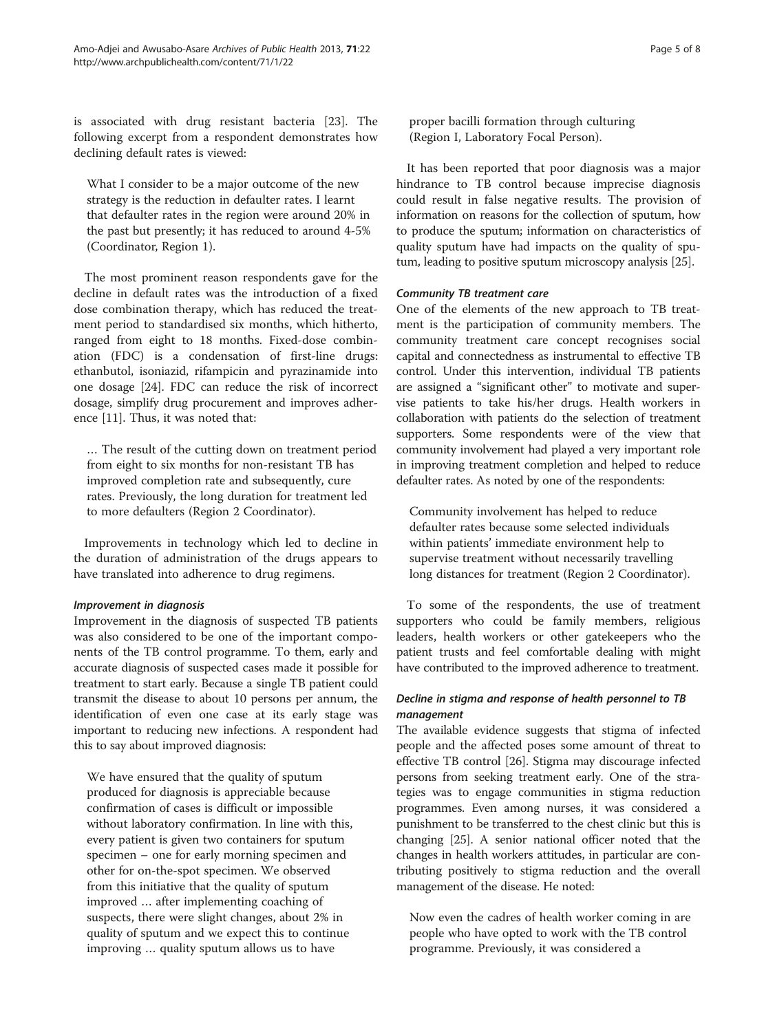is associated with drug resistant bacteria [23]. The following excerpt from a respondent demonstrates how declining default rates is viewed:

> What I consider to be a major outcome of the new strategy is the reduction in defaulter rates. I learnt that defaulter rates in the region were around 20% in the past but presently; it has reduced to around 4-5% (Coordinator, Region 1).

The most prominent reason respondents gave for the decline in default rates was the introduction of a fixed dose combination therapy, which has reduced the treatment period to standardised six months, which hitherto, ranged from eight to 18 months. Fixed-dose combination (FDC) is a condensation of first-line drugs: ethanbutol, isoniazid, rifampicin and pyrazinamide into one dosage [24]. FDC can reduce the risk of incorrect dosage, simplify drug procurement and improves adherence [11]. Thus, it was noted that:

> … The result of the cutting down on treatment period from eight to six months for non-resistant TB has improved completion rate and subsequently, cure rates. Previously, the long duration for treatment led to more defaulters (Region 2 Coordinator).

Improvements in technology which led to decline in the duration of administration of the drugs appears to have translated into adherence to drug regimens.

#### *Improvement in diagnosis*

Improvement in the diagnosis of suspected TB patients was also considered to be one of the important components of the TB control programme. To them, early and accurate diagnosis of suspected cases made it possible for treatment to start early. Because a single TB patient could transmit the disease to about 10 persons per annum, the identification of even one case at its early stage was important to reducing new infections. A respondent had this to say about improved diagnosis:

> We have ensured that the quality of sputum produced for diagnosis is appreciable because confirmation of cases is difficult or impossible without laboratory confirmation. In line with this, every patient is given two containers for sputum specimen – one for early morning specimen and other for on-the-spot specimen. We observed from this initiative that the quality of sputum improved … after implementing coaching of suspects, there were slight changes, about 2% in quality of sputum and we expect this to continue improving … quality sputum allows us to have proper bacilli formation through culturing (Region I, Laboratory Focal Person).

It has been reported that poor diagnosis was a major hindrance to TB control because imprecise diagnosis could result in false negative results. The provision of information on reasons for the collection of sputum, how to produce the sputum; information on characteristics of quality sputum have had impacts on the quality of sputum, leading to positive sputum microscopy analysis [25].

#### *Community TB treatment care*

One of the elements of the new approach to TB treatment is the participation of community members. The community treatment care concept recognises social capital and connectedness as instrumental to effective TB control. Under this intervention, individual TB patients are assigned a "significant other" to motivate and supervise patients to take his/her drugs. Health workers in collaboration with patients do the selection of treatment supporters. Some respondents were of the view that community involvement had played a very important role in improving treatment completion and helped to reduce defaulter rates. As noted by one of the respondents:

> Community involvement has helped to reduce defaulter rates because some selected individuals within patients' immediate environment help to supervise treatment without necessarily travelling long distances for treatment (Region 2 Coordinator).

To some of the respondents, the use of treatment supporters who could be family members, religious leaders, health workers or other gatekeepers who the patient trusts and feel comfortable dealing with might have contributed to the improved adherence to treatment.

#### *Decline in stigma and response of health personnel to TB management*

The available evidence suggests that stigma of infected people and the affected poses some amount of threat to effective TB control [26]. Stigma may discourage infected persons from seeking treatment early. One of the strategies was to engage communities in stigma reduction programmes. Even among nurses, it was considered a punishment to be transferred to the chest clinic but this is changing [25]. A senior national officer noted that the changes in health workers attitudes, in particular are contributing positively to stigma reduction and the overall management of the disease. He noted:

> Now even the cadres of health worker coming in are people who have opted to work with the TB control programme. Previously, it was considered a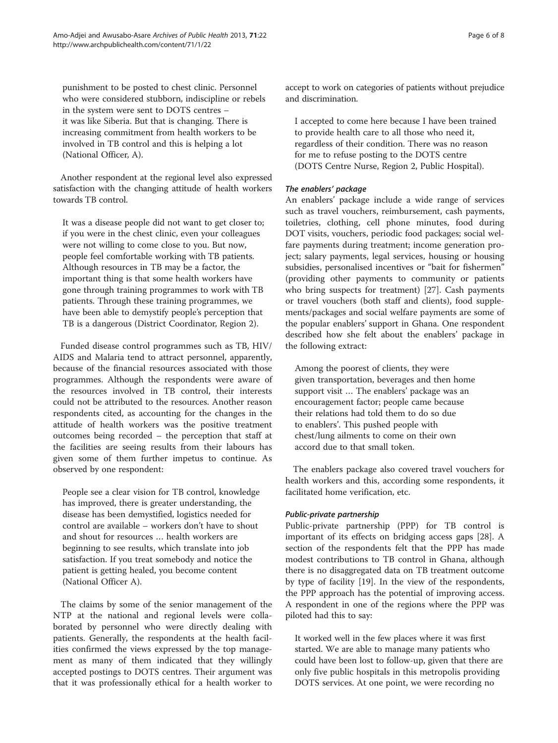punishment to be posted to chest clinic. Personnel who were considered stubborn, indiscipline or rebels in the system were sent to DOTS centres – it was like Siberia. But that is changing. There is increasing commitment from health workers to be involved in TB control and this is helping a lot (National Officer, A).

Another respondent at the regional level also expressed satisfaction with the changing attitude of health workers towards TB control.

> It was a disease people did not want to get closer to; if you were in the chest clinic, even your colleagues were not willing to come close to you. But now, people feel comfortable working with TB patients. Although resources in TB may be a factor, the important thing is that some health workers have gone through training programmes to work with TB patients. Through these training programmes, we have been able to demystify people's perception that TB is a dangerous (District Coordinator, Region 2).

Funded disease control programmes such as TB, HIV/AIDS and Malaria tend to attract personnel, apparently, because of the financial resources associated with those programmes. Although the respondents were aware of the resources involved in TB control, their interests could not be attributed to the resources. Another reason respondents cited, as accounting for the changes in the attitude of health workers was the positive treatment outcomes being recorded – the perception that staff at the facilities are seeing results from their labours has given some of them further impetus to continue. As observed by one respondent:

> People see a clear vision for TB control, knowledge has improved, there is greater understanding, the disease has been demystified, logistics needed for control are available – workers don't have to shout and shout for resources … health workers are beginning to see results, which translate into job satisfaction. If you treat somebody and notice the patient is getting healed, you become content (National Officer A).

The claims by some of the senior management of the NTP at the national and regional levels were collaborated by personnel who were directly dealing with patients. Generally, the respondents at the health facilities confirmed the views expressed by the top management as many of them indicated that they willingly accepted postings to DOTS centres. Their argument was that it was professionally ethical for a health worker to accept to work on categories of patients without prejudice and discrimination.

> I accepted to come here because I have been trained to provide health care to all those who need it, regardless of their condition. There was no reason for me to refuse posting to the DOTS centre (DOTS Centre Nurse, Region 2, Public Hospital).

#### *The enablers' package*

An enablers' package include a wide range of services such as travel vouchers, reimbursement, cash payments, toiletries, clothing, cell phone minutes, food during DOT visits, vouchers, periodic food packages; social welfare payments during treatment; income generation project; salary payments, legal services, housing or housing subsidies, personalised incentives or "bait for fishermen" (providing other payments to community or patients who bring suspects for treatment) [27]. Cash payments or travel vouchers (both staff and clients), food supplements/packages and social welfare payments are some of the popular enablers' support in Ghana. One respondent described how she felt about the enablers' package in the following extract:

> Among the poorest of clients, they were given transportation, beverages and then home support visit … The enablers' package was an encouragement factor; people came because their relations had told them to do so due to enablers'. This pushed people with chest/lung ailments to come on their own accord due to that small token.

The enablers package also covered travel vouchers for health workers and this, according some respondents, it facilitated home verification, etc.

#### *Public-private partnership*

Public-private partnership (PPP) for TB control is important of its effects on bridging access gaps [28]. A section of the respondents felt that the PPP has made modest contributions to TB control in Ghana, although there is no disaggregated data on TB treatment outcome by type of facility [19]. In the view of the respondents, the PPP approach has the potential of improving access. A respondent in one of the regions where the PPP was piloted had this to say:

> It worked well in the few places where it was first started. We are able to manage many patients who could have been lost to follow-up, given that there are only five public hospitals in this metropolis providing DOTS services. At one point, we were recording no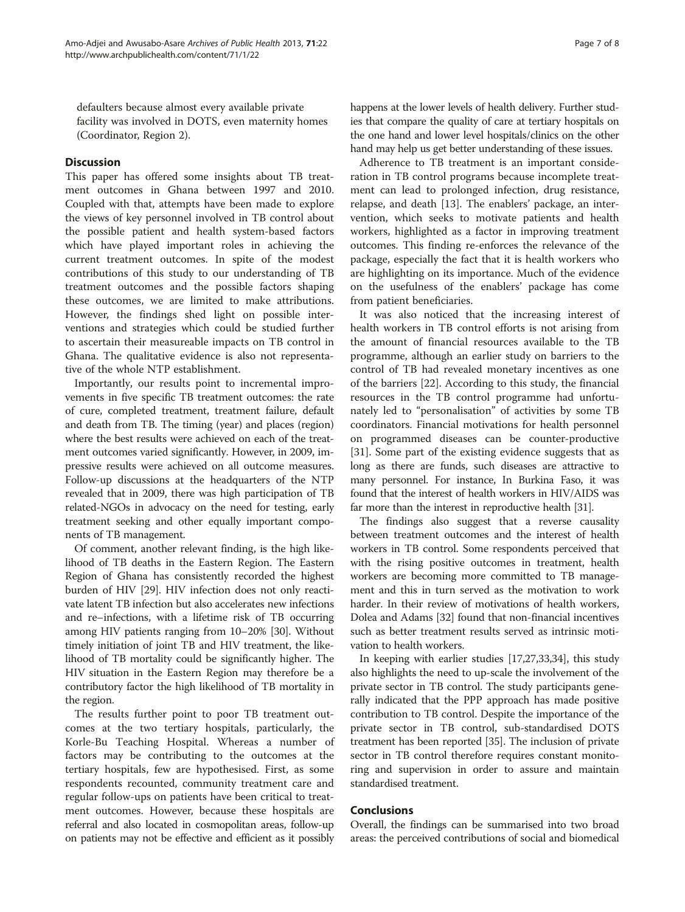defaulters because almost every available private facility was involved in DOTS, even maternity homes (Coordinator, Region 2).

## Discussion

This paper has offered some insights about TB treatment outcomes in Ghana between 1997 and 2010. Coupled with that, attempts have been made to explore the views of key personnel involved in TB control about the possible patient and health system-based factors which have played important roles in achieving the current treatment outcomes. In spite of the modest contributions of this study to our understanding of TB treatment outcomes and the possible factors shaping these outcomes, we are limited to make attributions. However, the findings shed light on possible interventions and strategies which could be studied further to ascertain their measureable impacts on TB control in Ghana. The qualitative evidence is also not representative of the whole NTP establishment.

Importantly, our results point to incremental improvements in five specific TB treatment outcomes: the rate of cure, completed treatment, treatment failure, default and death from TB. The timing (year) and places (region) where the best results were achieved on each of the treatment outcomes varied significantly. However, in 2009, impressive results were achieved on all outcome measures. Follow-up discussions at the headquarters of the NTP revealed that in 2009, there was high participation of TB related-NGOs in advocacy on the need for testing, early treatment seeking and other equally important components of TB management.

Of comment, another relevant finding, is the high likelihood of TB deaths in the Eastern Region. The Eastern Region of Ghana has consistently recorded the highest burden of HIV [29]. HIV infection does not only reactivate latent TB infection but also accelerates new infections and re–infections, with a lifetime risk of TB occurring among HIV patients ranging from 10–20% [30]. Without timely initiation of joint TB and HIV treatment, the likelihood of TB mortality could be significantly higher. The HIV situation in the Eastern Region may therefore be a contributory factor the high likelihood of TB mortality in the region.

The results further point to poor TB treatment outcomes at the two tertiary hospitals, particularly, the Korle-Bu Teaching Hospital. Whereas a number of factors may be contributing to the outcomes at the tertiary hospitals, few are hypothesised. First, as some respondents recounted, community treatment care and regular follow-ups on patients have been critical to treatment outcomes. However, because these hospitals are referral and also located in cosmopolitan areas, follow-up on patients may not be effective and efficient as it possibly happens at the lower levels of health delivery. Further studies that compare the quality of care at tertiary hospitals on the one hand and lower level hospitals/clinics on the other hand may help us get better understanding of these issues.

Adherence to TB treatment is an important consideration in TB control programs because incomplete treatment can lead to prolonged infection, drug resistance, relapse, and death [13]. The enablers' package, an intervention, which seeks to motivate patients and health workers, highlighted as a factor in improving treatment outcomes. This finding re-enforces the relevance of the package, especially the fact that it is health workers who are highlighting on its importance. Much of the evidence on the usefulness of the enablers' package has come from patient beneficiaries.

It was also noticed that the increasing interest of health workers in TB control efforts is not arising from the amount of financial resources available to the TB programme, although an earlier study on barriers to the control of TB had revealed monetary incentives as one of the barriers [22]. According to this study, the financial resources in the TB control programme had unfortunately led to "personalisation" of activities by some TB coordinators. Financial motivations for health personnel on programmed diseases can be counter-productive [31]. Some part of the existing evidence suggests that as long as there are funds, such diseases are attractive to many personnel. For instance, In Burkina Faso, it was found that the interest of health workers in HIV/AIDS was far more than the interest in reproductive health [31].

The findings also suggest that a reverse causality between treatment outcomes and the interest of health workers in TB control. Some respondents perceived that with the rising positive outcomes in treatment, health workers are becoming more committed to TB management and this in turn served as the motivation to work harder. In their review of motivations of health workers, Dolea and Adams [32] found that non-financial incentives such as better treatment results served as intrinsic motivation to health workers.

In keeping with earlier studies [17,27,33,34], this study also highlights the need to up-scale the involvement of the private sector in TB control. The study participants generally indicated that the PPP approach has made positive contribution to TB control. Despite the importance of the private sector in TB control, sub-standardised DOTS treatment has been reported [35]. The inclusion of private sector in TB control therefore requires constant monitoring and supervision in order to assure and maintain standardised treatment.

## Conclusions

Overall, the findings can be summarised into two broad areas: the perceived contributions of social and biomedical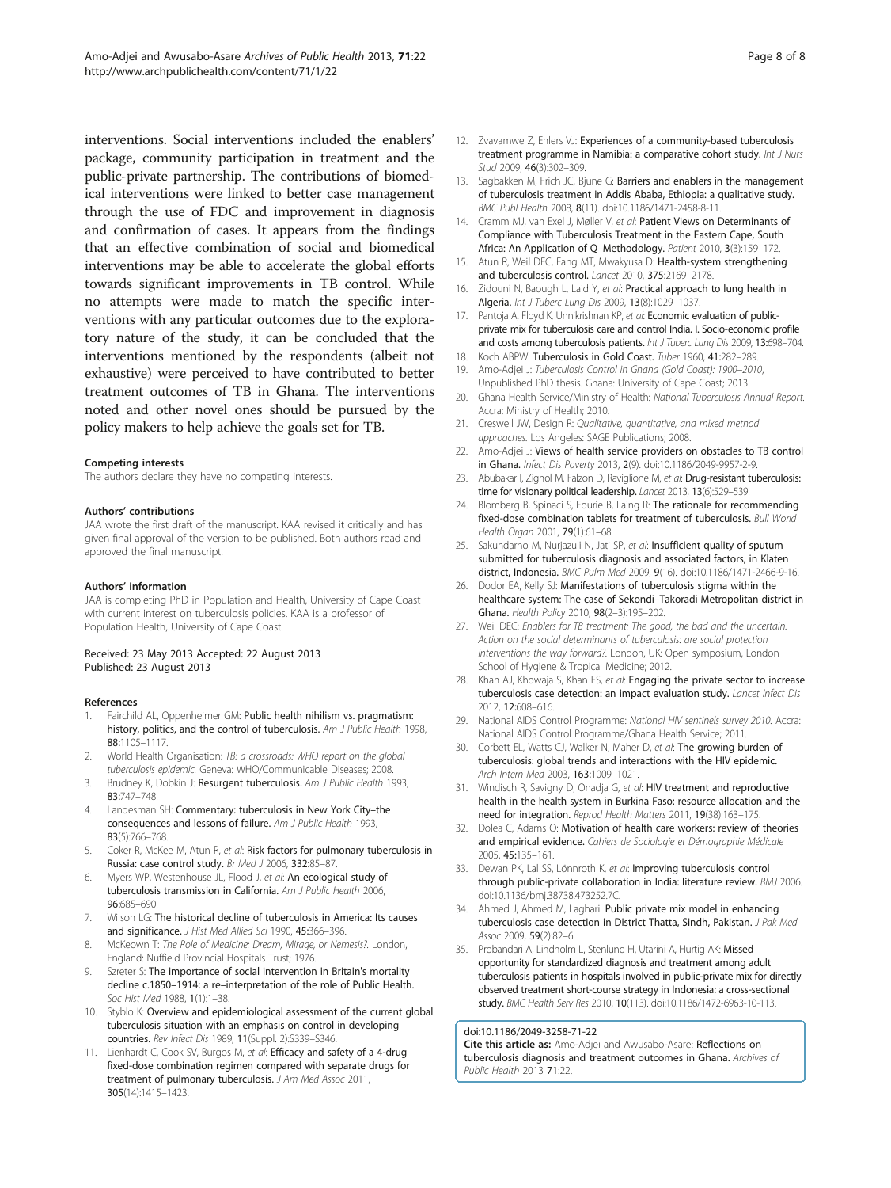interventions. Social interventions included the enablers' package, community participation in treatment and the public-private partnership. The contributions of biomedical interventions were linked to better case management through the use of FDC and improvement in diagnosis and confirmation of cases. It appears from the findings that an effective combination of social and biomedical interventions may be able to accelerate the global efforts towards significant improvements in TB control. While no attempts were made to match the specific interventions with any particular outcomes due to the exploratory nature of the study, it can be concluded that the interventions mentioned by the respondents (albeit not exhaustive) were perceived to have contributed to better treatment outcomes of TB in Ghana. The interventions noted and other novel ones should be pursued by the policy makers to help achieve the goals set for TB.

#### Competing interests

The authors declare they have no competing interests.

#### Authors' contributions

JAA wrote the first draft of the manuscript. KAA revised it critically and has given final approval of the version to be published. Both authors read and approved the final manuscript.

#### Authors' information

JAA is completing PhD in Population and Health, University of Cape Coast with current interest on tuberculosis policies. KAA is a professor of Population Health, University of Cape Coast.

Received: 23 May 2013 Accepted: 22 August 2013
Published: 23 August 2013

#### References

1. Fairchild AL, Oppenheimer GM: **Public health nihilism vs. pragmatism: history, politics, and the control of tuberculosis.** *Am J Public Health* 1998, **88:**1105–1117.
2. World Health Organisation: *TB: a crossroads: WHO report on the global tuberculosis epidemic.* Geneva: WHO/Communicable Diseases; 2008.
3. Brudney K, Dobkin J: **Resurgent tuberculosis.** *Am J Public Health* 1993, **83:**747–748.
4. Landesman SH: **Commentary: tuberculosis in New York City–the consequences and lessons of failure.** *Am J Public Health* 1993, **83**(5):766–768.
5. Coker R, McKee M, Atun R, *et al*: **Risk factors for pulmonary tuberculosis in Russia: case control study.** *Br Med J* 2006, **332:**85–87.
6. Myers WP, Westenhouse JL, Flood J, *et al*: **An ecological study of tuberculosis transmission in California.** *Am J Public Health* 2006, **96:**685–690.
7. Wilson LG: **The historical decline of tuberculosis in America: Its causes and significance.** *J Hist Med Allied Sci* 1990, **45:**366–396.
8. McKeown T: *The Role of Medicine: Dream, Mirage, or Nemesis?.* London, England: Nuffield Provincial Hospitals Trust; 1976.
9. Szreter S: **The importance of social intervention in Britain's mortality decline c.1850–1914: a re–interpretation of the role of Public Health.** *Soc Hist Med* 1988, **1**(1):1–38.
10. Styblo K: **Overview and epidemiological assessment of the current global tuberculosis situation with an emphasis on control in developing countries.** *Rev Infect Dis* 1989, **11**(Suppl. 2):S339–S346.
11. Lienhardt C, Cook SV, Burgos M, *et al*: **Efficacy and safety of a 4-drug fixed-dose combination regimen compared with separate drugs for treatment of pulmonary tuberculosis.** *J Am Med Assoc* 2011, **305**(14):1415–1423.
12. Zvavamwe Z, Ehlers VJ: **Experiences of a community-based tuberculosis treatment programme in Namibia: a comparative cohort study.** *Int J Nurs Stud* 2009, **46**(3):302–309.
13. Sagbakken M, Frich JC, Bjune G: **Barriers and enablers in the management of tuberculosis treatment in Addis Ababa, Ethiopia: a qualitative study.** *BMC Publ Health* 2008, **8**(11). doi:10.1186/1471-2458-8-11.
14. Cramm MJ, van Exel J, Møller V, *et al*: **Patient Views on Determinants of Compliance with Tuberculosis Treatment in the Eastern Cape, South Africa: An Application of Q–Methodology.** *Patient* 2010, **3**(3):159–172.
15. Atun R, Weil DEC, Eang MT, Mwakyusa D: **Health-system strengthening and tuberculosis control.** *Lancet* 2010, **375:**2169–2178.
16. Zidouni N, Baough L, Laid Y, *et al*: **Practical approach to lung health in Algeria.** *Int J Tuberc Lung Dis* 2009, **13**(8):1029–1037.
17. Pantoja A, Floyd K, Unnikrishnan KP, *et al*: **Economic evaluation of public-private mix for tuberculosis care and control India. I. Socio-economic profile and costs among tuberculosis patients.** *Int J Tuberc Lung Dis* 2009, **13:**698–704.
18. Koch ABPW: **Tuberculosis in Gold Coast.** *Tuber* 1960, **41:**282–289.
19. Amo-Adjei J: *Tuberculosis Control in Ghana (Gold Coast): 1900–2010,* Unpublished PhD thesis. Ghana: University of Cape Coast; 2013.
20. Ghana Health Service/Ministry of Health: *National Tuberculosis Annual Report.* Accra: Ministry of Health; 2010.
21. Creswell JW, Design R: *Qualitative, quantitative, and mixed method approaches.* Los Angeles: SAGE Publications; 2008.
22. Amo-Adjei J: **Views of health service providers on obstacles to TB control in Ghana.** *Infect Dis Poverty* 2013, **2**(9). doi:10.1186/2049-9957-2-9.
23. Abubakar I, Zignol M, Falzon D, Raviglione M, *et al*: **Drug-resistant tuberculosis: time for visionary political leadership.** *Lancet* 2013, **13**(6):529–539.
24. Blomberg B, Spinaci S, Fourie B, Laing R: **The rationale for recommending fixed-dose combination tablets for treatment of tuberculosis.** *Bull World Health Organ* 2001, **79**(1):61–68.
25. Sakundarno M, Nurjazuli N, Jati SP, *et al*: **Insufficient quality of sputum submitted for tuberculosis diagnosis and associated factors, in Klaten district, Indonesia.** *BMC Pulm Med* 2009, **9**(16). doi:10.1186/1471-2466-9-16.
26. Dodor EA, Kelly SJ: **Manifestations of tuberculosis stigma within the healthcare system: The case of Sekondi–Takoradi Metropolitan district in Ghana.** *Health Policy* 2010, **98**(2–3):195–202.
27. Weil DEC: *Enablers for TB treatment: The good, the bad and the uncertain. Action on the social determinants of tuberculosis: are social protection interventions the way forward?.* London, UK: Open symposium, London School of Hygiene & Tropical Medicine; 2012.
28. Khan AJ, Khowaja S, Khan FS, *et al*: **Engaging the private sector to increase tuberculosis case detection: an impact evaluation study.** *Lancet Infect Dis* 2012, **12:**608–616.
29. National AIDS Control Programme: *National HIV sentinels survey 2010.* Accra: National AIDS Control Programme/Ghana Health Service; 2011.
30. Corbett EL, Watts CJ, Walker N, Maher D, *et al*: **The growing burden of tuberculosis: global trends and interactions with the HIV epidemic.** *Arch Intern Med* 2003, **163:**1009–1021.
31. Windisch R, Savigny D, Onadja G, *et al*: **HIV treatment and reproductive health in the health system in Burkina Faso: resource allocation and the need for integration.** *Reprod Health Matters* 2011, **19**(38):163–175.
32. Dolea C, Adams O: **Motivation of health care workers: review of theories and empirical evidence.** *Cahiers de Sociologie et Démographie Médicale* 2005, **45:**135–161.
33. Dewan PK, Lal SS, Lönnroth K, *et al*: **Improving tuberculosis control through public-private collaboration in India: literature review.** *BMJ* 2006. doi:10.1136/bmj.38738.473252.7C.
34. Ahmed J, Ahmed M, Laghari: **Public private mix model in enhancing tuberculosis case detection in District Thatta, Sindh, Pakistan.** *J Pak Med Assoc* 2009, **59**(2):82–6.
35. Probandari A, Lindholm L, Stenlund H, Utarini A, Hurtig AK: **Missed opportunity for standardized diagnosis and treatment among adult tuberculosis patients in hospitals involved in public-private mix for directly observed treatment short-course strategy in Indonesia: a cross-sectional study.** *BMC Health Serv Res* 2010, **10**(113). doi:10.1186/1472-6963-10-113.

doi:10.1186/2049-3258-71-22

**Cite this article as:** Amo-Adjei and Awusabo-Asare: Reflections on tuberculosis diagnosis and treatment outcomes in Ghana. *Archives of Public Health* 2013 **71**:22.